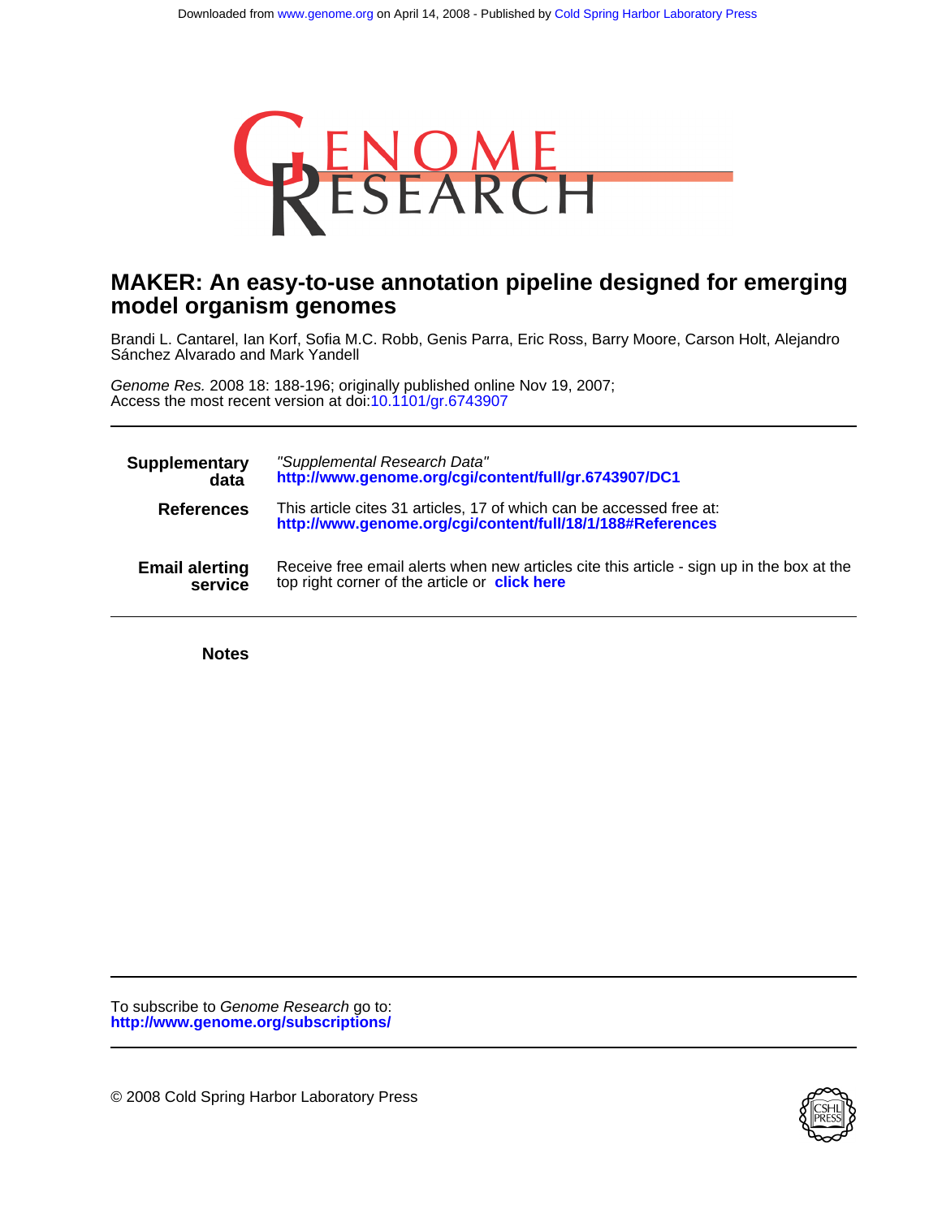Downloaded from www.genome.org on April 14, 2008 - Published by Cold Spring Harbor Laboratory Press

# MAKER: An easy-to-use annotation pipeline designed for emerging model organism genomes

Brandi L. Cantarel, Ian Korf, Sofia M.C. Robb, Genis Parra, Eric Ross, Barry Moore, Carson Holt, Alejandro Sánchez Alvarado and Mark Yandell

*Genome Res.* 2008 18: 188-196; originally published online Nov 19, 2007;
Access the most recent version at doi:10.1101/gr.6743907

| | |
|---|---|
| **Supplementary data** | *"Supplemental Research Data"* **http://www.genome.org/cgi/content/full/gr.6743907/DC1** |
| **References** | This article cites 31 articles, 17 of which can be accessed free at: **http://www.genome.org/cgi/content/full/18/1/188#References** |
| **Email alerting service** | Receive free email alerts when new articles cite this article - sign up in the box at the top right corner of the article or **click here** |

**Notes**

To subscribe to *Genome Research* go to:
**http://www.genome.org/subscriptions/**

© 2008 Cold Spring Harbor Laboratory Press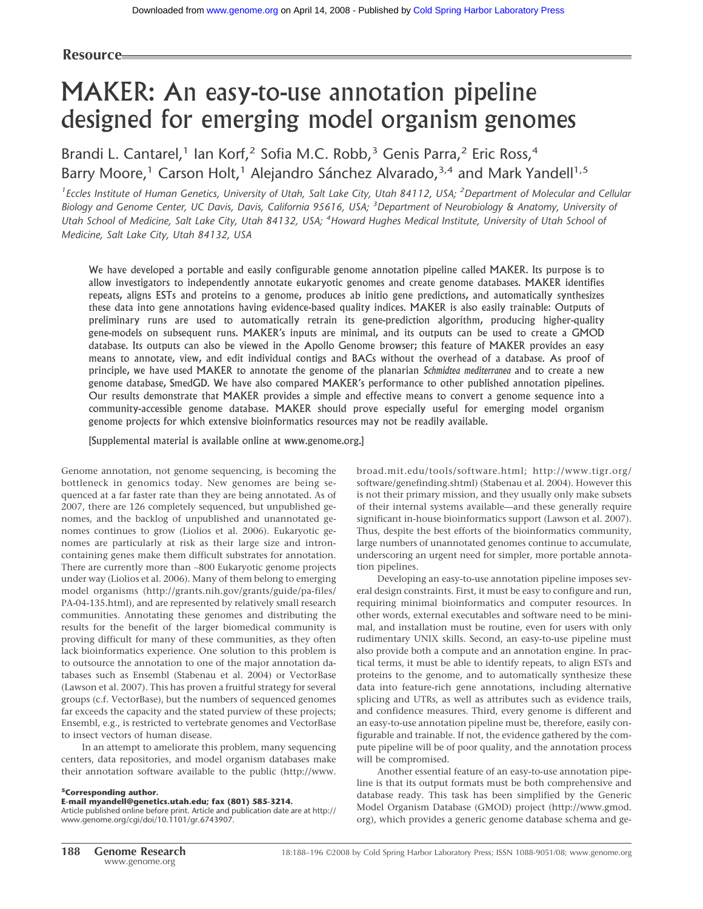Resource

# MAKER: An easy-to-use annotation pipeline designed for emerging model organism genomes

Brandi L. Cantarel,[1] Ian Korf,[2] Sofia M.C. Robb,[3] Genis Parra,[2] Eric Ross,[4] Barry Moore,[1] Carson Holt,[1] Alejandro Sánchez Alvarado,[3,4] and Mark Yandell[1,5]

[1]Eccles Institute of Human Genetics, University of Utah, Salt Lake City, Utah 84112, USA; [2]Department of Molecular and Cellular Biology and Genome Center, UC Davis, Davis, California 95616, USA; [3]Department of Neurobiology & Anatomy, University of Utah School of Medicine, Salt Lake City, Utah 84132, USA; [4]Howard Hughes Medical Institute, University of Utah School of Medicine, Salt Lake City, Utah 84132, USA

**We have developed a portable and easily configurable genome annotation pipeline called MAKER. Its purpose is to allow investigators to independently annotate eukaryotic genomes and create genome databases. MAKER identifies repeats, aligns ESTs and proteins to a genome, produces ab initio gene predictions, and automatically synthesizes these data into gene annotations having evidence-based quality indices. MAKER is also easily trainable: Outputs of preliminary runs are used to automatically retrain its gene-prediction algorithm, producing higher-quality gene-models on subsequent runs. MAKER's inputs are minimal, and its outputs can be used to create a GMOD database. Its outputs can also be viewed in the Apollo Genome browser; this feature of MAKER provides an easy means to annotate, view, and edit individual contigs and BACs without the overhead of a database. As proof of principle, we have used MAKER to annotate the genome of the planarian *Schmidtea mediterranea* and to create a new genome database, SmedGD. We have also compared MAKER's performance to other published annotation pipelines. Our results demonstrate that MAKER provides a simple and effective means to convert a genome sequence into a community-accessible genome database. MAKER should prove especially useful for emerging model organism genome projects for which extensive bioinformatics resources may not be readily available.**

**[Supplemental material is available online at www.genome.org.]**

Genome annotation, not genome sequencing, is becoming the bottleneck in genomics today. New genomes are being sequenced at a far faster rate than they are being annotated. As of 2007, there are 126 completely sequenced, but unpublished genomes, and the backlog of unpublished and unannotated genomes continues to grow (Liolios et al. 2006). Eukaryotic genomes are particularly at risk as their large size and intron-containing genes make them difficult substrates for annotation. There are currently more than ~800 Eukaryotic genome projects under way (Liolios et al. 2006). Many of them belong to emerging model organisms (http://grants.nih.gov/grants/guide/pa-files/PA-04-135.html), and are represented by relatively small research communities. Annotating these genomes and distributing the results for the benefit of the larger biomedical community is proving difficult for many of these communities, as they often lack bioinformatics experience. One solution to this problem is to outsource the annotation to one of the major annotation databases such as Ensembl (Stabenau et al. 2004) or VectorBase (Lawson et al. 2007). This has proven a fruitful strategy for several groups (c.f. VectorBase), but the numbers of sequenced genomes far exceeds the capacity and the stated purview of these projects; Ensembl, e.g., is restricted to vertebrate genomes and VectorBase to insect vectors of human disease.

In an attempt to ameliorate this problem, many sequencing centers, data repositories, and model organism databases make their annotation software available to the public (http://www.broad.mit.edu/tools/software.html; http://www.tigr.org/software/genefinding.shtml) (Stabenau et al. 2004). However this is not their primary mission, and they usually only make subsets of their internal systems available—and these generally require significant in-house bioinformatics support (Lawson et al. 2007). Thus, despite the best efforts of the bioinformatics community, large numbers of unannotated genomes continue to accumulate, underscoring an urgent need for simpler, more portable annotation pipelines.

Developing an easy-to-use annotation pipeline imposes several design constraints. First, it must be easy to configure and run, requiring minimal bioinformatics and computer resources. In other words, external executables and software need to be minimal, and installation must be routine, even for users with only rudimentary UNIX skills. Second, an easy-to-use pipeline must also provide both a compute and an annotation engine. In practical terms, it must be able to identify repeats, to align ESTs and proteins to the genome, and to automatically synthesize these data into feature-rich gene annotations, including alternative splicing and UTRs, as well as attributes such as evidence trails, and confidence measures. Third, every genome is different and an easy-to-use annotation pipeline must be, therefore, easily configurable and trainable. If not, the evidence gathered by the compute pipeline will be of poor quality, and the annotation process will be compromised.

Another essential feature of an easy-to-use annotation pipeline is that its output formats must be both comprehensive and database ready. This task has been simplified by the Generic Model Organism Database (GMOD) project (http://www.gmod.org), which provides a generic genome database schema and ge-

**[5]Corresponding author.**
**E-mail myandell@genetics.utah.edu; fax (801) 585-3214.**
Article published online before print. Article and publication date are at http://www.genome.org/cgi/doi/10.1101/gr.6743907.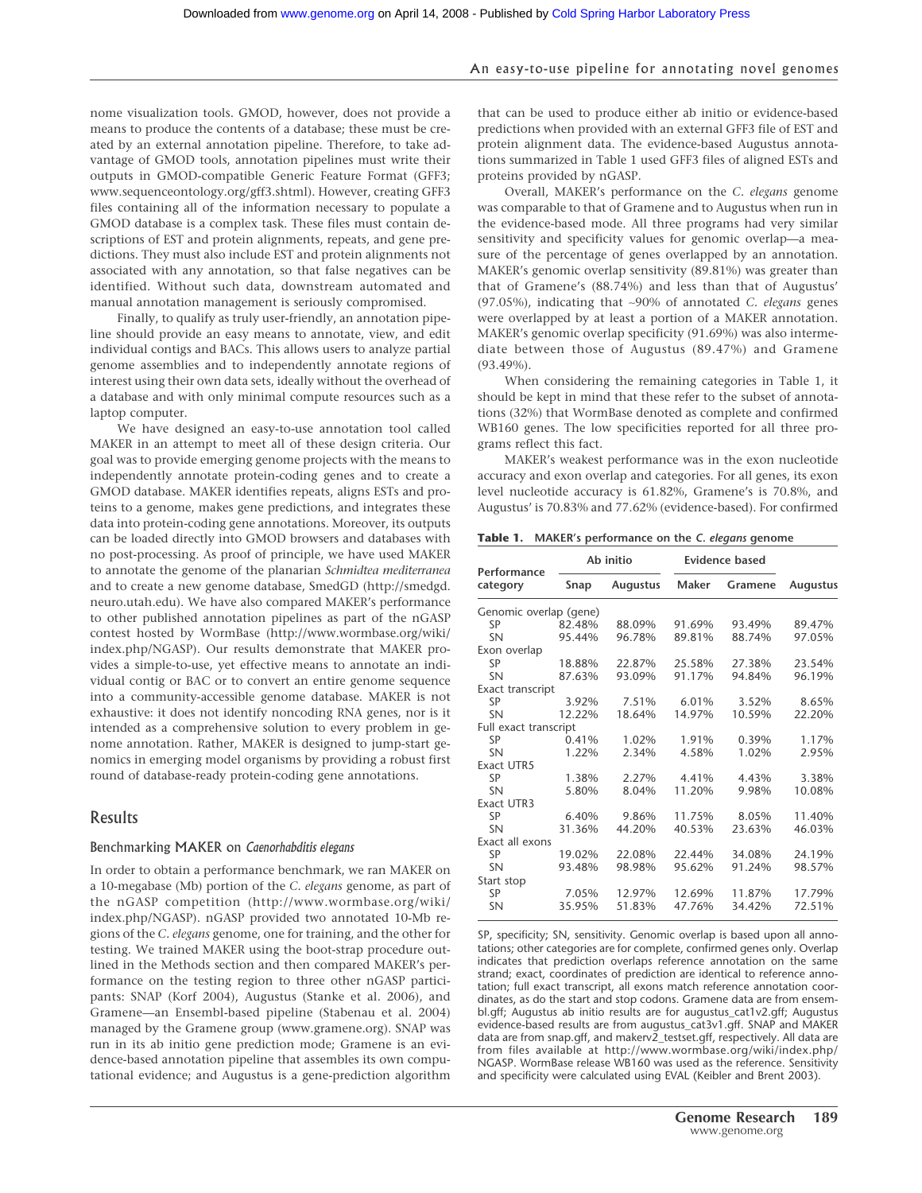nome visualization tools. GMOD, however, does not provide a means to produce the contents of a database; these must be created by an external annotation pipeline. Therefore, to take advantage of GMOD tools, annotation pipelines must write their outputs in GMOD-compatible Generic Feature Format (GFF3; www.sequenceontology.org/gff3.shtml). However, creating GFF3 files containing all of the information necessary to populate a GMOD database is a complex task. These files must contain descriptions of EST and protein alignments, repeats, and gene predictions. They must also include EST and protein alignments not associated with any annotation, so that false negatives can be identified. Without such data, downstream automated and manual annotation management is seriously compromised.

Finally, to qualify as truly user-friendly, an annotation pipeline should provide an easy means to annotate, view, and edit individual contigs and BACs. This allows users to analyze partial genome assemblies and to independently annotate regions of interest using their own data sets, ideally without the overhead of a database and with only minimal compute resources such as a laptop computer.

We have designed an easy-to-use annotation tool called MAKER in an attempt to meet all of these design criteria. Our goal was to provide emerging genome projects with the means to independently annotate protein-coding genes and to create a GMOD database. MAKER identifies repeats, aligns ESTs and proteins to a genome, makes gene predictions, and integrates these data into protein-coding gene annotations. Moreover, its outputs can be loaded directly into GMOD browsers and databases with no post-processing. As proof of principle, we have used MAKER to annotate the genome of the planarian *Schmidtea mediterranea* and to create a new genome database, SmedGD (http://smedgd.neuro.utah.edu). We have also compared MAKER's performance to other published annotation pipelines as part of the nGASP contest hosted by WormBase (http://www.wormbase.org/wiki/index.php/NGASP). Our results demonstrate that MAKER provides a simple-to-use, yet effective means to annotate an individual contig or BAC or to convert an entire genome sequence into a community-accessible genome database. MAKER is not exhaustive: it does not identify noncoding RNA genes, nor is it intended as a comprehensive solution to every problem in genome annotation. Rather, MAKER is designed to jump-start genomics in emerging model organisms by providing a robust first round of database-ready protein-coding gene annotations.

## Results

### Benchmarking MAKER on *Caenorhabditis elegans*

In order to obtain a performance benchmark, we ran MAKER on a 10-megabase (Mb) portion of the *C. elegans* genome, as part of the nGASP competition (http://www.wormbase.org/wiki/index.php/NGASP). nGASP provided two annotated 10-Mb regions of the *C. elegans* genome, one for training, and the other for testing. We trained MAKER using the boot-strap procedure outlined in the Methods section and then compared MAKER's performance on the testing region to three other nGASP participants: SNAP (Korf 2004), Augustus (Stanke et al. 2006), and Gramene—an Ensembl-based pipeline (Stabenau et al. 2004) managed by the Gramene group (www.gramene.org). SNAP was run in its ab initio gene prediction mode; Gramene is an evidence-based annotation pipeline that assembles its own computational evidence; and Augustus is a gene-prediction algorithm that can be used to produce either ab initio or evidence-based predictions when provided with an external GFF3 file of EST and protein alignment data. The evidence-based Augustus annotations summarized in Table 1 used GFF3 files of aligned ESTs and proteins provided by nGASP.

Overall, MAKER's performance on the *C. elegans* genome was comparable to that of Gramene and to Augustus when run in the evidence-based mode. All three programs had very similar sensitivity and specificity values for genomic overlap—a measure of the percentage of genes overlapped by an annotation. MAKER's genomic overlap sensitivity (89.81%) was greater than that of Gramene's (88.74%) and less than that of Augustus' (97.05%), indicating that ~90% of annotated *C. elegans* genes were overlapped by at least a portion of a MAKER annotation. MAKER's genomic overlap specificity (91.69%) was also intermediate between those of Augustus (89.47%) and Gramene (93.49%).

When considering the remaining categories in Table 1, it should be kept in mind that these refer to the subset of annotations (32%) that WormBase denoted as complete and confirmed WB160 genes. The low specificities reported for all three programs reflect this fact.

MAKER's weakest performance was in the exon nucleotide accuracy and exon overlap and categories. For all genes, its exon level nucleotide accuracy is 61.82%, Gramene's is 70.8%, and Augustus' is 70.83% and 77.62% (evidence-based). For confirmed

**Table 1.** MAKER's performance on the *C. elegans* genome

| Performance category | Ab initio | | Evidence based | | |
|---|---|---|---|---|---|
| | Snap | Augustus | Maker | Gramene | Augustus |
| Genomic overlap (gene) | | | | | |
| SP | 82.48% | 88.09% | 91.69% | 93.49% | 89.47% |
| SN | 95.44% | 96.78% | 89.81% | 88.74% | 97.05% |
| Exon overlap | | | | | |
| SP | 18.88% | 22.87% | 25.58% | 27.38% | 23.54% |
| SN | 87.63% | 93.09% | 91.17% | 94.84% | 96.19% |
| Exact transcript | | | | | |
| SP | 3.92% | 7.51% | 6.01% | 3.52% | 8.65% |
| SN | 12.22% | 18.64% | 14.97% | 10.59% | 22.20% |
| Full exact transcript | | | | | |
| SP | 0.41% | 1.02% | 1.91% | 0.39% | 1.17% |
| SN | 1.22% | 2.34% | 4.58% | 1.02% | 2.95% |
| Exact UTR5 | | | | | |
| SP | 1.38% | 2.27% | 4.41% | 4.43% | 3.38% |
| SN | 5.80% | 8.04% | 11.20% | 9.98% | 10.08% |
| Exact UTR3 | | | | | |
| SP | 6.40% | 9.86% | 11.75% | 8.05% | 11.40% |
| SN | 31.36% | 44.20% | 40.53% | 23.63% | 46.03% |
| Exact all exons | | | | | |
| SP | 19.02% | 22.08% | 22.44% | 34.08% | 24.19% |
| SN | 93.48% | 98.98% | 95.62% | 91.24% | 98.57% |
| Start stop | | | | | |
| SP | 7.05% | 12.97% | 12.69% | 11.87% | 17.79% |
| SN | 35.95% | 51.83% | 47.76% | 34.42% | 72.51% |

SP, specificity; SN, sensitivity. Genomic overlap is based upon all annotations; other categories are for complete, confirmed genes only. Overlap indicates that prediction overlaps reference annotation on the same strand; exact, coordinates of prediction are identical to reference annotation; full exact transcript, all exons match reference annotation coordinates, as do the start and stop codons. Gramene data are from ensembl.gff; Augustus ab initio results are for augustus_cat1v2.gff; Augustus evidence-based results are from augustus_cat3v1.gff. SNAP and MAKER data are from snap.gff, and makerv2_testset.gff, respectively. All data are from files available at http://www.wormbase.org/wiki/index.php/NGASP. WormBase release WB160 was used as the reference. Sensitivity and specificity were calculated using EVAL (Keibler and Brent 2003).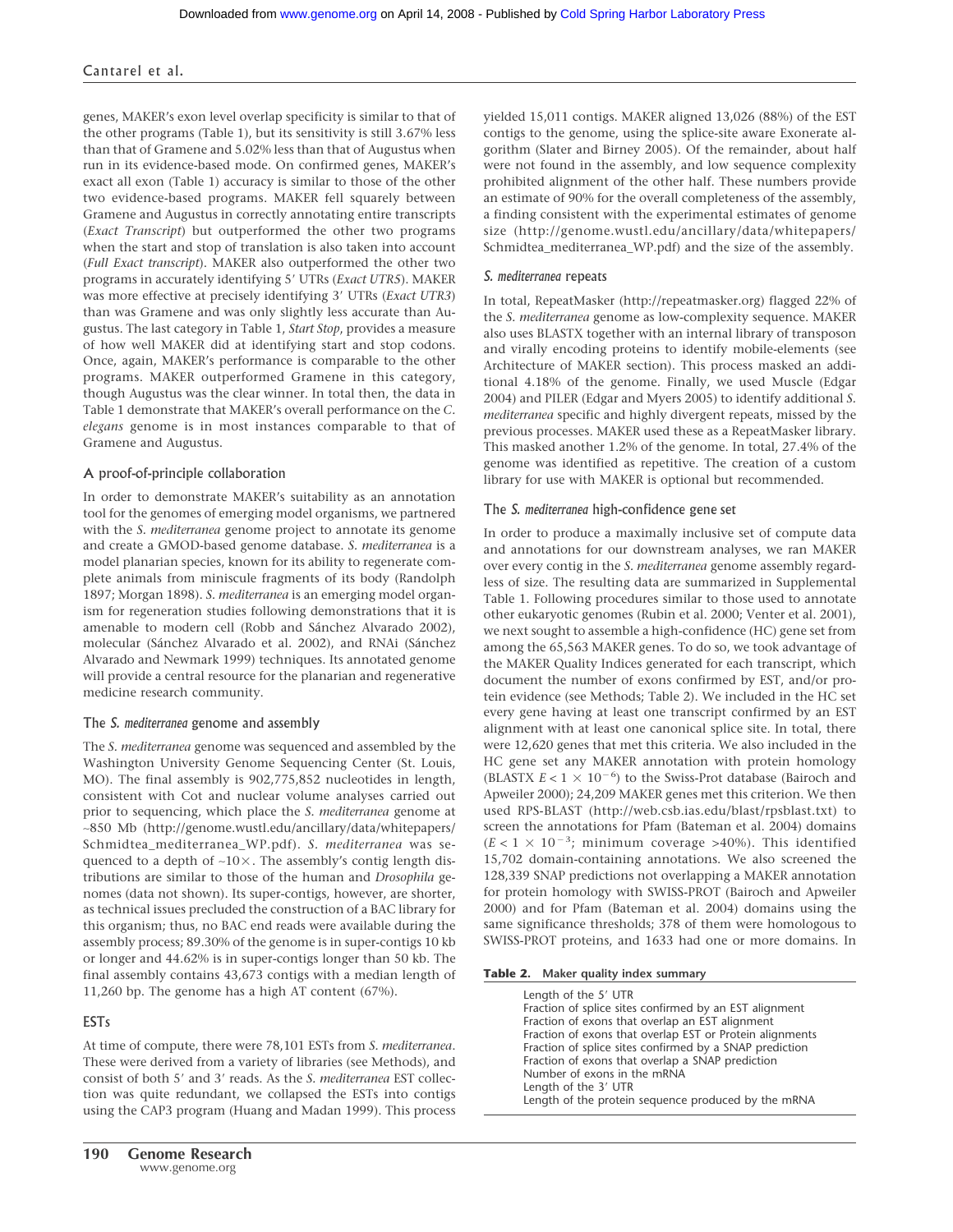genes, MAKER's exon level overlap specificity is similar to that of the other programs (Table 1), but its sensitivity is still 3.67% less than that of Gramene and 5.02% less than that of Augustus when run in its evidence-based mode. On confirmed genes, MAKER's exact all exon (Table 1) accuracy is similar to those of the other two evidence-based programs. MAKER fell squarely between Gramene and Augustus in correctly annotating entire transcripts (*Exact Transcript*) but outperformed the other two programs when the start and stop of translation is also taken into account (*Full Exact transcript*). MAKER also outperformed the other two programs in accurately identifying 5′ UTRs (*Exact UTR5*). MAKER was more effective at precisely identifying 3′ UTRs (*Exact UTR3*) than was Gramene and was only slightly less accurate than Augustus. The last category in Table 1, *Start Stop*, provides a measure of how well MAKER did at identifying start and stop codons. Once, again, MAKER's performance is comparable to the other programs. MAKER outperformed Gramene in this category, though Augustus was the clear winner. In total then, the data in Table 1 demonstrate that MAKER's overall performance on the *C. elegans* genome is in most instances comparable to that of Gramene and Augustus.

## A proof-of-principle collaboration

In order to demonstrate MAKER's suitability as an annotation tool for the genomes of emerging model organisms, we partnered with the *S. mediterranea* genome project to annotate its genome and create a GMOD-based genome database. *S. mediterranea* is a model planarian species, known for its ability to regenerate complete animals from miniscule fragments of its body (Randolph 1897; Morgan 1898). *S. mediterranea* is an emerging model organism for regeneration studies following demonstrations that it is amenable to modern cell (Robb and Sánchez Alvarado 2002), molecular (Sánchez Alvarado et al. 2002), and RNAi (Sánchez Alvarado and Newmark 1999) techniques. Its annotated genome will provide a central resource for the planarian and regenerative medicine research community.

### The *S. mediterranea* genome and assembly

The *S. mediterranea* genome was sequenced and assembled by the Washington University Genome Sequencing Center (St. Louis, MO). The final assembly is 902,775,852 nucleotides in length, consistent with Cot and nuclear volume analyses carried out prior to sequencing, which place the *S. mediterranea* genome at ~850 Mb (http://genome.wustl.edu/ancillary/data/whitepapers/Schmidtea_mediterranea_WP.pdf). *S. mediterranea* was sequenced to a depth of ~10×. The assembly's contig length distributions are similar to those of the human and *Drosophila* genomes (data not shown). Its super-contigs, however, are shorter, as technical issues precluded the construction of a BAC library for this organism; thus, no BAC end reads were available during the assembly process; 89.30% of the genome is in super-contigs 10 kb or longer and 44.62% is in super-contigs longer than 50 kb. The final assembly contains 43,673 contigs with a median length of 11,260 bp. The genome has a high AT content (67%).

### ESTs

At time of compute, there were 78,101 ESTs from *S. mediterranea*. These were derived from a variety of libraries (see Methods), and consist of both 5′ and 3′ reads. As the *S. mediterranea* EST collection was quite redundant, we collapsed the ESTs into contigs using the CAP3 program (Huang and Madan 1999). This process yielded 15,011 contigs. MAKER aligned 13,026 (88%) of the EST contigs to the genome, using the splice-site aware Exonerate algorithm (Slater and Birney 2005). Of the remainder, about half were not found in the assembly, and low sequence complexity prohibited alignment of the other half. These numbers provide an estimate of 90% for the overall completeness of the assembly, a finding consistent with the experimental estimates of genome size (http://genome.wustl.edu/ancillary/data/whitepapers/Schmidtea_mediterranea_WP.pdf) and the size of the assembly.

### *S. mediterranea* repeats

In total, RepeatMasker (http://repeatmasker.org) flagged 22% of the *S. mediterranea* genome as low-complexity sequence. MAKER also uses BLASTX together with an internal library of transposon and virally encoding proteins to identify mobile-elements (see Architecture of MAKER section). This process masked an additional 4.18% of the genome. Finally, we used Muscle (Edgar 2004) and PILER (Edgar and Myers 2005) to identify additional *S. mediterranea* specific and highly divergent repeats, missed by the previous processes. MAKER used these as a RepeatMasker library. This masked another 1.2% of the genome. In total, 27.4% of the genome was identified as repetitive. The creation of a custom library for use with MAKER is optional but recommended.

### The *S. mediterranea* high-confidence gene set

In order to produce a maximally inclusive set of compute data and annotations for our downstream analyses, we ran MAKER over every contig in the *S. mediterranea* genome assembly regardless of size. The resulting data are summarized in Supplemental Table 1. Following procedures similar to those used to annotate other eukaryotic genomes (Rubin et al. 2000; Venter et al. 2001), we next sought to assemble a high-confidence (HC) gene set from among the 65,563 MAKER genes. To do so, we took advantage of the MAKER Quality Indices generated for each transcript, which document the number of exons confirmed by EST, and/or protein evidence (see Methods; Table 2). We included in the HC set every gene having at least one transcript confirmed by an EST alignment with at least one canonical splice site. In total, there were 12,620 genes that met this criteria. We also included in the HC gene set any MAKER annotation with protein homology (BLASTX $E < 1 \times 10^{-6}$) to the Swiss-Prot database (Bairoch and Apweiler 2000); 24,209 MAKER genes met this criterion. We then used RPS-BLAST (http://web.csb.ias.edu/blast/rpsblast.txt) to screen the annotations for Pfam (Bateman et al. 2004) domains ($E < 1 \times 10^{-3}$; minimum coverage >40%). This identified 15,702 domain-containing annotations. We also screened the 128,339 SNAP predictions not overlapping a MAKER annotation for protein homology with SWISS-PROT (Bairoch and Apweiler 2000) and for Pfam (Bateman et al. 2004) domains using the same significance thresholds; 378 of them were homologous to SWISS-PROT proteins, and 1633 had one or more domains. In

**Table 2.** Maker quality index summary

| Maker quality index summary |
|---|
| Length of the 5′ UTR |
| Fraction of splice sites confirmed by an EST alignment |
| Fraction of exons that overlap an EST alignment |
| Fraction of exons that overlap EST or Protein alignments |
| Fraction of splice sites confirmed by a SNAP prediction |
| Fraction of exons that overlap a SNAP prediction |
| Number of exons in the mRNA |
| Length of the 3′ UTR |
| Length of the protein sequence produced by the mRNA |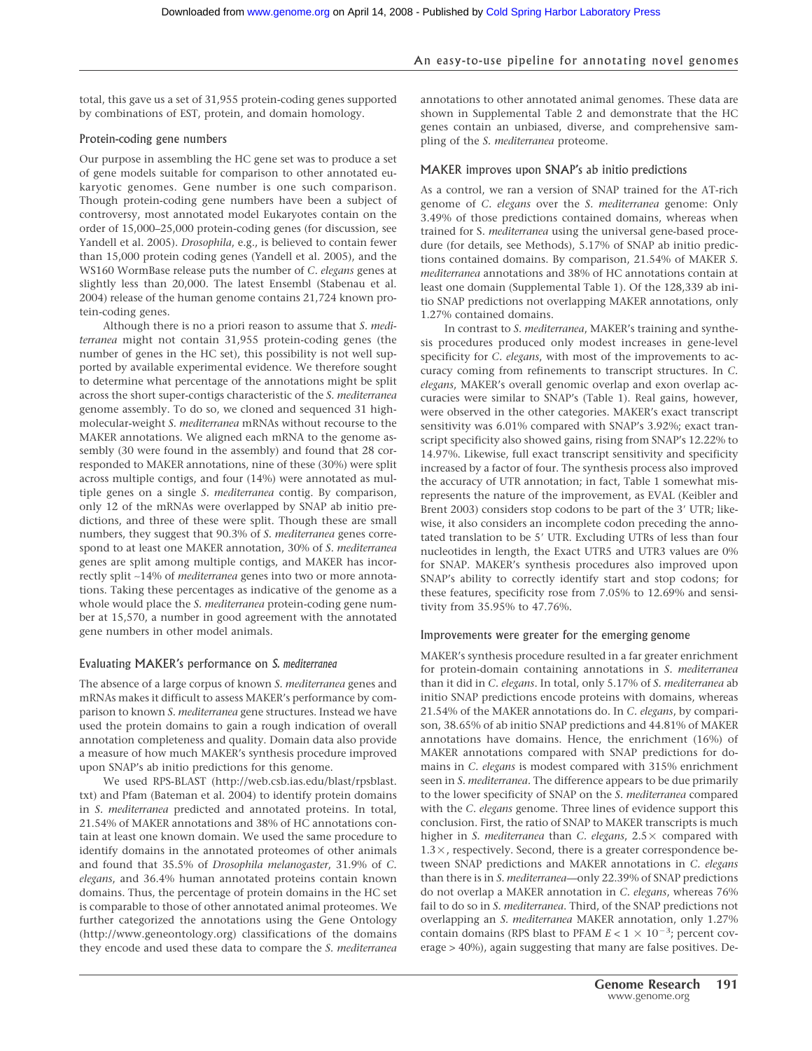total, this gave us a set of 31,955 protein-coding genes supported by combinations of EST, protein, and domain homology.

### Protein-coding gene numbers

Our purpose in assembling the HC gene set was to produce a set of gene models suitable for comparison to other annotated eukaryotic genomes. Gene number is one such comparison. Though protein-coding gene numbers have been a subject of controversy, most annotated model Eukaryotes contain on the order of 15,000–25,000 protein-coding genes (for discussion, see Yandell et al. 2005). *Drosophila*, e.g., is believed to contain fewer than 15,000 protein coding genes (Yandell et al. 2005), and the WS160 WormBase release puts the number of *C. elegans* genes at slightly less than 20,000. The latest Ensembl (Stabenau et al. 2004) release of the human genome contains 21,724 known protein-coding genes.

Although there is no a priori reason to assume that *S. mediterranea* might not contain 31,955 protein-coding genes (the number of genes in the HC set), this possibility is not well supported by available experimental evidence. We therefore sought to determine what percentage of the annotations might be split across the short super-contigs characteristic of the *S. mediterranea* genome assembly. To do so, we cloned and sequenced 31 high-molecular-weight *S. mediterranea* mRNAs without recourse to the MAKER annotations. We aligned each mRNA to the genome assembly (30 were found in the assembly) and found that 28 corresponded to MAKER annotations, nine of these (30%) were split across multiple contigs, and four (14%) were annotated as multiple genes on a single *S. mediterranea* contig. By comparison, only 12 of the mRNAs were overlapped by SNAP ab initio predictions, and three of these were split. Though these are small numbers, they suggest that 90.3% of *S. mediterranea* genes correspond to at least one MAKER annotation, 30% of *S. mediterranea* genes are split among multiple contigs, and MAKER has incorrectly split ~14% of *mediterranea* genes into two or more annotations. Taking these percentages as indicative of the genome as a whole would place the *S. mediterranea* protein-coding gene number at 15,570, a number in good agreement with the annotated gene numbers in other model animals.

### Evaluating MAKER's performance on *S. mediterranea*

The absence of a large corpus of known *S. mediterranea* genes and mRNAs makes it difficult to assess MAKER's performance by comparison to known *S. mediterranea* gene structures. Instead we have used the protein domains to gain a rough indication of overall annotation completeness and quality. Domain data also provide a measure of how much MAKER's synthesis procedure improved upon SNAP's ab initio predictions for this genome.

We used RPS-BLAST (http://web.csb.ias.edu/blast/rpsblast.txt) and Pfam (Bateman et al. 2004) to identify protein domains in *S. mediterranea* predicted and annotated proteins. In total, 21.54% of MAKER annotations and 38% of HC annotations contain at least one known domain. We used the same procedure to identify domains in the annotated proteomes of other animals and found that 35.5% of *Drosophila melanogaster*, 31.9% of *C. elegans*, and 36.4% human annotated proteins contain known domains. Thus, the percentage of protein domains in the HC set is comparable to those of other annotated animal proteomes. We further categorized the annotations using the Gene Ontology (http://www.geneontology.org) classifications of the domains they encode and used these data to compare the *S. mediterranea* annotations to other annotated animal genomes. These data are shown in Supplemental Table 2 and demonstrate that the HC genes contain an unbiased, diverse, and comprehensive sampling of the *S. mediterranea* proteome.

### MAKER improves upon SNAP's ab initio predictions

As a control, we ran a version of SNAP trained for the AT-rich genome of *C. elegans* over the *S. mediterranea* genome: Only 3.49% of those predictions contained domains, whereas when trained for S. *mediterranea* using the universal gene-based procedure (for details, see Methods), 5.17% of SNAP ab initio predictions contained domains. By comparison, 21.54% of MAKER *S. mediterranea* annotations and 38% of HC annotations contain at least one domain (Supplemental Table 1). Of the 128,339 ab initio SNAP predictions not overlapping MAKER annotations, only 1.27% contained domains.

In contrast to *S. mediterranea*, MAKER's training and synthesis procedures produced only modest increases in gene-level specificity for *C. elegans*, with most of the improvements to accuracy coming from refinements to transcript structures. In *C. elegans*, MAKER's overall genomic overlap and exon overlap accuracies were similar to SNAP's (Table 1). Real gains, however, were observed in the other categories. MAKER's exact transcript sensitivity was 6.01% compared with SNAP's 3.92%; exact transcript specificity also showed gains, rising from SNAP's 12.22% to 14.97%. Likewise, full exact transcript sensitivity and specificity increased by a factor of four. The synthesis process also improved the accuracy of UTR annotation; in fact, Table 1 somewhat misrepresents the nature of the improvement, as EVAL (Keibler and Brent 2003) considers stop codons to be part of the 3′ UTR; likewise, it also considers an incomplete codon preceding the annotated translation to be 5′ UTR. Excluding UTRs of less than four nucleotides in length, the Exact UTR5 and UTR3 values are 0% for SNAP. MAKER's synthesis procedures also improved upon SNAP's ability to correctly identify start and stop codons; for these features, specificity rose from 7.05% to 12.69% and sensitivity from 35.95% to 47.76%.

### Improvements were greater for the emerging genome

MAKER's synthesis procedure resulted in a far greater enrichment for protein-domain containing annotations in *S. mediterranea* than it did in *C. elegans*. In total, only 5.17% of *S. mediterranea* ab initio SNAP predictions encode proteins with domains, whereas 21.54% of the MAKER annotations do. In *C. elegans*, by comparison, 38.65% of ab initio SNAP predictions and 44.81% of MAKER annotations have domains. Hence, the enrichment (16%) of MAKER annotations compared with SNAP predictions for domains in *C. elegans* is modest compared with 315% enrichment seen in *S. mediterranea*. The difference appears to be due primarily to the lower specificity of SNAP on the *S. mediterranea* compared with the *C. elegans* genome. Three lines of evidence support this conclusion. First, the ratio of SNAP to MAKER transcripts is much higher in *S. mediterranea* than *C. elegans*, 2.5× compared with 1.3×, respectively. Second, there is a greater correspondence between SNAP predictions and MAKER annotations in *C. elegans* than there is in *S. mediterranea*—only 22.39% of SNAP predictions do not overlap a MAKER annotation in *C. elegans*, whereas 76% fail to do so in *S. mediterranea*. Third, of the SNAP predictions not overlapping an *S. mediterranea* MAKER annotation, only 1.27% contain domains (RPS blast to PFAM $E < 1 \times 10^{-3}$; percent coverage > 40%), again suggesting that many are false positives. De-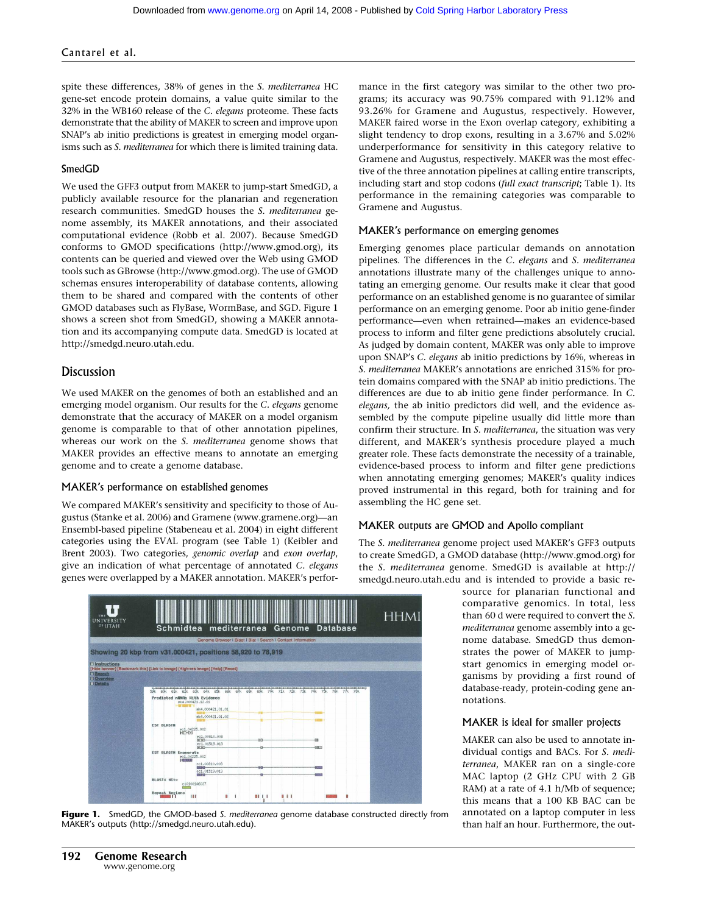spite these differences, 38% of genes in the *S. mediterranea* HC gene-set encode protein domains, a value quite similar to the 32% in the WB160 release of the *C. elegans* proteome. These facts demonstrate that the ability of MAKER to screen and improve upon SNAP's ab initio predictions is greatest in emerging model organisms such as *S. mediterranea* for which there is limited training data.

### SmedGD

We used the GFF3 output from MAKER to jump-start SmedGD, a publicly available resource for the planarian and regeneration research communities. SmedGD houses the *S. mediterranea* genome assembly, its MAKER annotations, and their associated computational evidence (Robb et al. 2007). Because SmedGD conforms to GMOD specifications (http://www.gmod.org), its contents can be queried and viewed over the Web using GMOD tools such as GBrowse (http://www.gmod.org). The use of GMOD schemas ensures interoperability of database contents, allowing them to be shared and compared with the contents of other GMOD databases such as FlyBase, WormBase, and SGD. Figure 1 shows a screen shot from SmedGD, showing a MAKER annotation and its accompanying compute data. SmedGD is located at http://smedgd.neuro.utah.edu.

## Discussion

We used MAKER on the genomes of both an established and an emerging model organism. Our results for the *C. elegans* genome demonstrate that the accuracy of MAKER on a model organism genome is comparable to that of other annotation pipelines, whereas our work on the *S. mediterranea* genome shows that MAKER provides an effective means to annotate an emerging genome and to create a genome database.

### MAKER's performance on established genomes

We compared MAKER's sensitivity and specificity to those of Augustus (Stanke et al. 2006) and Gramene (www.gramene.org)—an Ensembl-based pipeline (Stabeneau et al. 2004) in eight different categories using the EVAL program (see Table 1) (Keibler and Brent 2003). Two categories, *genomic overlap* and *exon overlap*, give an indication of what percentage of annotated *C. elegans* genes were overlapped by a MAKER annotation. MAKER's performance in the first category was similar to the other two programs; its accuracy was 90.75% compared with 91.12% and 93.26% for Gramene and Augustus, respectively. However, MAKER faired worse in the Exon overlap category, exhibiting a slight tendency to drop exons, resulting in a 3.67% and 5.02% underperformance for sensitivity in this category relative to Gramene and Augustus, respectively. MAKER was the most effective of the three annotation pipelines at calling entire transcripts, including start and stop codons (*full exact transcript*; Table 1). Its performance in the remaining categories was comparable to Gramene and Augustus.

### MAKER's performance on emerging genomes

Emerging genomes place particular demands on annotation pipelines. The differences in the *C. elegans* and *S. mediterranea* annotations illustrate many of the challenges unique to annotating an emerging genome. Our results make it clear that good performance on an established genome is no guarantee of similar performance on an emerging genome. Poor ab initio gene-finder performance—even when retrained—makes an evidence-based process to inform and filter gene predictions absolutely crucial. As judged by domain content, MAKER was only able to improve upon SNAP's *C. elegans* ab initio predictions by 16%, whereas in *S. mediterranea* MAKER's annotations are enriched 315% for protein domains compared with the SNAP ab initio predictions. The differences are due to ab initio gene finder performance. In *C. elegans*, the ab initio predictors did well, and the evidence assembled by the compute pipeline usually did little more than confirm their structure. In *S. mediterranea*, the situation was very different, and MAKER's synthesis procedure played a much greater role. These facts demonstrate the necessity of a trainable, evidence-based process to inform and filter gene predictions when annotating emerging genomes; MAKER's quality indices proved instrumental in this regard, both for training and for assembling the HC gene set.

### MAKER outputs are GMOD and Apollo compliant

The *S. mediterranea* genome project used MAKER's GFF3 outputs to create SmedGD, a GMOD database (http://www.gmod.org) for the *S. mediterranea* genome. SmedGD is available at http://smedgd.neuro.utah.edu and is intended to provide a basic resource for planarian functional and comparative genomics. In total, less than 60 d were required to convert the *S. mediterranea* genome assembly into a genome database. SmedGD thus demonstrates the power of MAKER to jump-start genomics in emerging model organisms by providing a first round of database-ready, protein-coding gene annotations.

### MAKER is ideal for smaller projects

MAKER can also be used to annotate individual contigs and BACs. For *S. mediterranea*, MAKER ran on a single-core MAC laptop (2 GHz CPU with 2 GB RAM) at a rate of 4.1 h/Mb of sequence; this means that a 100 KB BAC can be annotated on a laptop computer in less than half an hour. Furthermore, the out-

**Figure 1.** SmedGD, the GMOD-based *S. mediterranea* genome database constructed directly from MAKER's outputs (http://smedgd.neuro.utah.edu).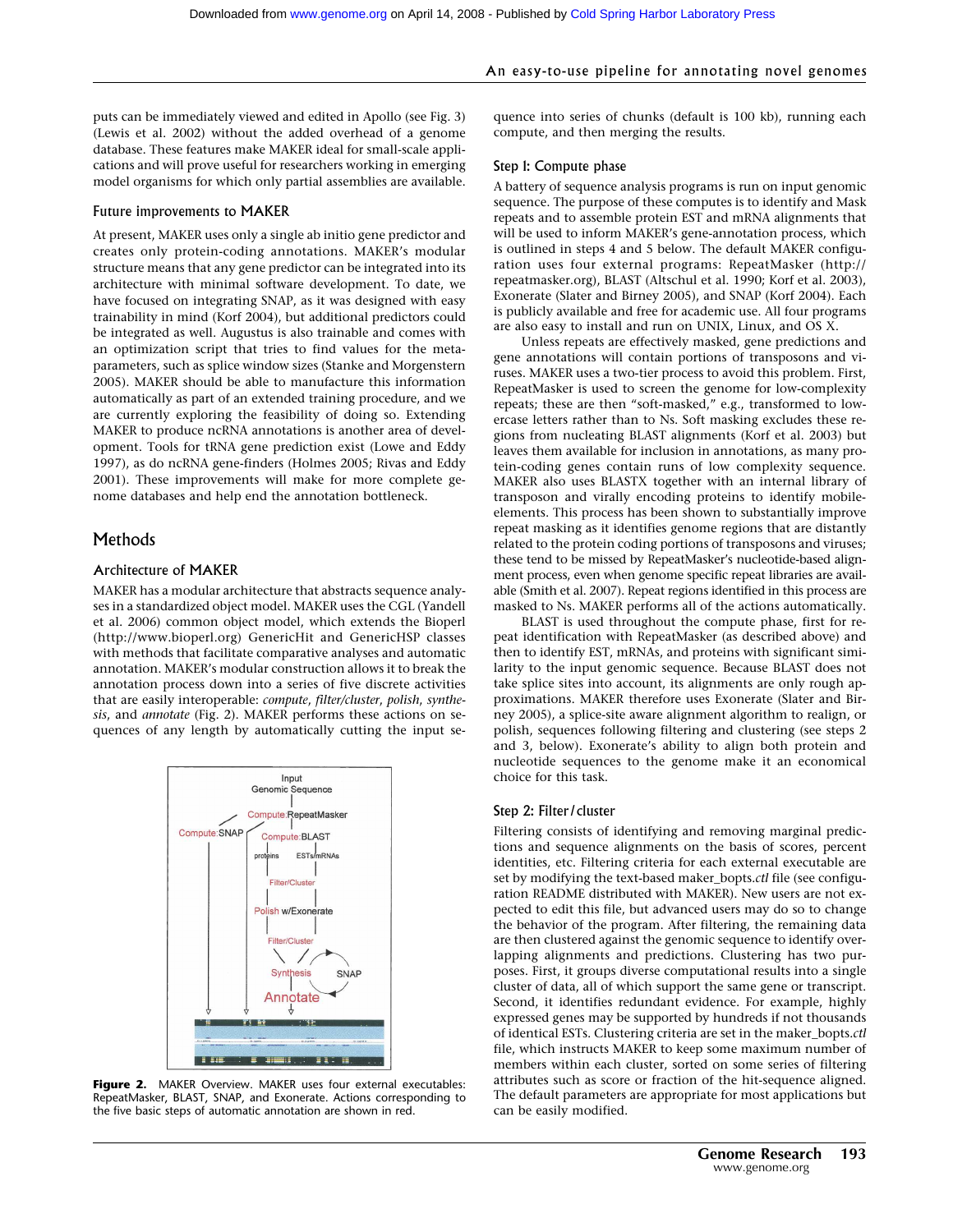puts can be immediately viewed and edited in Apollo (see Fig. 3) (Lewis et al. 2002) without the added overhead of a genome database. These features make MAKER ideal for small-scale applications and will prove useful for researchers working in emerging model organisms for which only partial assemblies are available.

### Future improvements to MAKER

At present, MAKER uses only a single ab initio gene predictor and creates only protein-coding annotations. MAKER's modular structure means that any gene predictor can be integrated into its architecture with minimal software development. To date, we have focused on integrating SNAP, as it was designed with easy trainability in mind (Korf 2004), but additional predictors could be integrated as well. Augustus is also trainable and comes with an optimization script that tries to find values for the metaparameters, such as splice window sizes (Stanke and Morgenstern 2005). MAKER should be able to manufacture this information automatically as part of an extended training procedure, and we are currently exploring the feasibility of doing so. Extending MAKER to produce ncRNA annotations is another area of development. Tools for tRNA gene prediction exist (Lowe and Eddy 1997), as do ncRNA gene-finders (Holmes 2005; Rivas and Eddy 2001). These improvements will make for more complete genome databases and help end the annotation bottleneck.

## Methods

### Architecture of MAKER

MAKER has a modular architecture that abstracts sequence analyses in a standardized object model. MAKER uses the CGL (Yandell et al. 2006) common object model, which extends the Bioperl (http://www.bioperl.org) GenericHit and GenericHSP classes with methods that facilitate comparative analyses and automatic annotation. MAKER's modular construction allows it to break the annotation process down into a series of five discrete activities that are easily interoperable: *compute*, *filter/cluster*, *polish*, *synthesis*, and *annotate* (Fig. 2). MAKER performs these actions on sequences of any length by automatically cutting the input sequence into series of chunks (default is 100 kb), running each compute, and then merging the results.

**Figure 2.** MAKER Overview. MAKER uses four external executables: RepeatMasker, BLAST, SNAP, and Exonerate. Actions corresponding to the five basic steps of automatic annotation are shown in red.

### Step I: Compute phase

A battery of sequence analysis programs is run on input genomic sequence. The purpose of these computes is to identify and Mask repeats and to assemble protein EST and mRNA alignments that will be used to inform MAKER's gene-annotation process, which is outlined in steps 4 and 5 below. The default MAKER configuration uses four external programs: RepeatMasker (http://repeatmasker.org), BLAST (Altschul et al. 1990; Korf et al. 2003), Exonerate (Slater and Birney 2005), and SNAP (Korf 2004). Each is publicly available and free for academic use. All four programs are also easy to install and run on UNIX, Linux, and OS X.

Unless repeats are effectively masked, gene predictions and gene annotations will contain portions of transposons and viruses. MAKER uses a two-tier process to avoid this problem. First, RepeatMasker is used to screen the genome for low-complexity repeats; these are then "soft-masked," e.g., transformed to lowercase letters rather than to Ns. Soft masking excludes these regions from nucleating BLAST alignments (Korf et al. 2003) but leaves them available for inclusion in annotations, as many protein-coding genes contain runs of low complexity sequence. MAKER also uses BLASTX together with an internal library of transposon and virally encoding proteins to identify mobile-elements. This process has been shown to substantially improve repeat masking as it identifies genome regions that are distantly related to the protein coding portions of transposons and viruses; these tend to be missed by RepeatMasker's nucleotide-based alignment process, even when genome specific repeat libraries are available (Smith et al. 2007). Repeat regions identified in this process are masked to Ns. MAKER performs all of the actions automatically.

BLAST is used throughout the compute phase, first for repeat identification with RepeatMasker (as described above) and then to identify EST, mRNAs, and proteins with significant similarity to the input genomic sequence. Because BLAST does not take splice sites into account, its alignments are only rough approximations. MAKER therefore uses Exonerate (Slater and Birney 2005), a splice-site aware alignment algorithm to realign, or polish, sequences following filtering and clustering (see steps 2 and 3, below). Exonerate's ability to align both protein and nucleotide sequences to the genome make it an economical choice for this task.

### Step 2: Filter/cluster

Filtering consists of identifying and removing marginal predictions and sequence alignments on the basis of scores, percent identities, etc. Filtering criteria for each external executable are set by modifying the text-based maker_bopts.*ctl* file (see configuration README distributed with MAKER). New users are not expected to edit this file, but advanced users may do so to change the behavior of the program. After filtering, the remaining data are then clustered against the genomic sequence to identify overlapping alignments and predictions. Clustering has two purposes. First, it groups diverse computational results into a single cluster of data, all of which support the same gene or transcript. Second, it identifies redundant evidence. For example, highly expressed genes may be supported by hundreds if not thousands of identical ESTs. Clustering criteria are set in the maker_bopts.*ctl* file, which instructs MAKER to keep some maximum number of members within each cluster, sorted on some series of filtering attributes such as score or fraction of the hit-sequence aligned. The default parameters are appropriate for most applications but can be easily modified.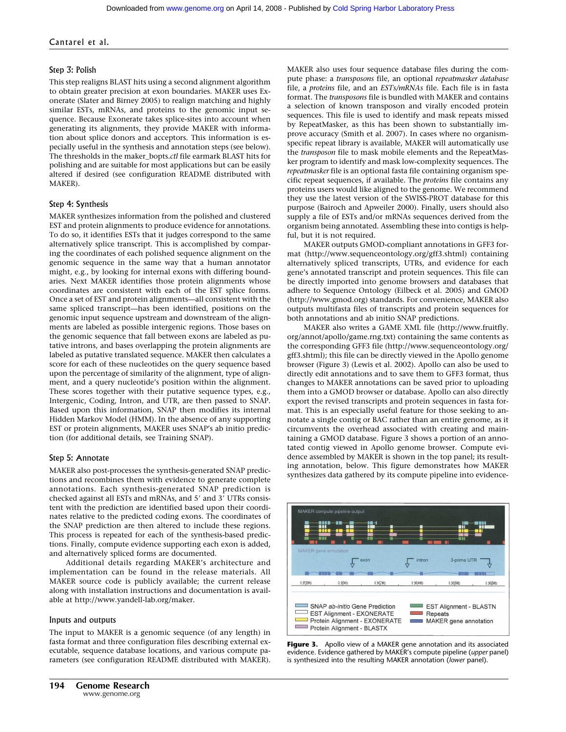### Step 3: Polish

This step realigns BLAST hits using a second alignment algorithm to obtain greater precision at exon boundaries. MAKER uses Exonerate (Slater and Birney 2005) to realign matching and highly similar ESTs, mRNAs, and proteins to the genomic input sequence. Because Exonerate takes splice-sites into account when generating its alignments, they provide MAKER with information about splice donors and acceptors. This information is especially useful in the synthesis and annotation steps (see below). The thresholds in the maker_bopts.*ctl* file earmark BLAST hits for polishing and are suitable for most applications but can be easily altered if desired (see configuration README distributed with MAKER).

### Step 4: Synthesis

MAKER synthesizes information from the polished and clustered EST and protein alignments to produce evidence for annotations. To do so, it identifies ESTs that it judges correspond to the same alternatively splice transcript. This is accomplished by comparing the coordinates of each polished sequence alignment on the genomic sequence in the same way that a human annotator might, e.g., by looking for internal exons with differing boundaries. Next MAKER identifies those protein alignments whose coordinates are consistent with each of the EST splice forms. Once a set of EST and protein alignments—all consistent with the same spliced transcript—has been identified, positions on the genomic input sequence upstream and downstream of the alignments are labeled as possible intergenic regions. Those bases on the genomic sequence that fall between exons are labeled as putative introns, and bases overlapping the protein alignments are labeled as putative translated sequence. MAKER then calculates a score for each of these nucleotides on the query sequence based upon the percentage of similarity of the alignment, type of alignment, and a query nucleotide's position within the alignment. These scores together with their putative sequence types, e.g., Intergenic, Coding, Intron, and UTR, are then passed to SNAP. Based upon this information, SNAP then modifies its internal Hidden Markov Model (HMM). In the absence of any supporting EST or protein alignments, MAKER uses SNAP's ab initio prediction (for additional details, see Training SNAP).

### Step 5: Annotate

MAKER also post-processes the synthesis-generated SNAP predictions and recombines them with evidence to generate complete annotations. Each synthesis-generated SNAP prediction is checked against all ESTs and mRNAs, and 5′ and 3′ UTRs consistent with the prediction are identified based upon their coordinates relative to the predicted coding exons. The coordinates of the SNAP prediction are then altered to include these regions. This process is repeated for each of the synthesis-based predictions. Finally, compute evidence supporting each exon is added, and alternatively spliced forms are documented.

Additional details regarding MAKER's architecture and implementation can be found in the release materials. All MAKER source code is publicly available; the current release along with installation instructions and documentation is available at http://www.yandell-lab.org/maker.

### Inputs and outputs

The input to MAKER is a genomic sequence (of any length) in fasta format and three configuration files describing external executable, sequence database locations, and various compute parameters (see configuration README distributed with MAKER). MAKER also uses four sequence database files during the compute phase: a *transposons* file, an optional *repeatmasker database* file, a *proteins* file, and an *ESTs/mRNAs* file. Each file is in fasta format. The *transposons* file is bundled with MAKER and contains a selection of known transposon and virally encoded protein sequences. This file is used to identify and mask repeats missed by RepeatMasker, as this has been shown to substantially improve accuracy (Smith et al. 2007). In cases where no organism-specific repeat library is available, MAKER will automatically use the *transposon* file to mask mobile elements and the RepeatMasker program to identify and mask low-complexity sequences. The *repeatmasker* file is an optional fasta file containing organism specific repeat sequences, if available. The *proteins* file contains any proteins users would like aligned to the genome. We recommend they use the latest version of the SWISS-PROT database for this purpose (Bairoch and Apweiler 2000). Finally, users should also supply a file of ESTs and/or mRNAs sequences derived from the organism being annotated. Assembling these into contigs is helpful, but it is not required.

MAKER outputs GMOD-compliant annotations in GFF3 format (http://www.sequenceontology.org/gff3.shtml) containing alternatively spliced transcripts, UTRs, and evidence for each gene's annotated transcript and protein sequences. This can be directly imported into genome browsers and databases that adhere to Sequence Ontology (Eilbeck et al. 2005) and GMOD (http://www.gmod.org) standards. For convenience, MAKER also outputs multifasta files of transcripts and protein sequences for both annotations and ab initio SNAP predictions.

MAKER also writes a GAME XML file (http://www.fruitfly.org/annot/apollo/game.rng.txt) containing the same contents as the corresponding GFF3 file (http://www.sequenceontology.org/gff3.shtml); this file can be directly viewed in the Apollo genome browser (Figure 3) (Lewis et al. 2002). Apollo can also be used to directly edit annotations and to save them to GFF3 format, thus changes to MAKER annotations can be saved prior to uploading them into a GMOD browser or database. Apollo can also directly export the revised transcripts and protein sequences in fasta format. This is an especially useful feature for those seeking to annotate a single contig or BAC rather than an entire genome, as it circumvents the overhead associated with creating and maintaining a GMOD database. Figure 3 shows a portion of an annotated contig viewed in Apollo genome browser. Compute evidence assembled by MAKER is shown in the top panel; its resulting annotation, below. This figure demonstrates how MAKER synthesizes data gathered by its compute pipeline into evidence-

MAKER compute pipeline output

MAKER gene annotation

exon

intron

3-prime UTR

0.958Mb
0.96Mb
0.962Mb
0.964Mb
0.966Mb
0.968Mb

SNAP *ab-initio* Gene Prediction
EST Alignment - EXONERATE
Protein Alignment - EXONERATE
Protein Alignment - BLASTX
EST Alignment - BLASTN
Repeats
MAKER gene annotation

**Figure 3.** Apollo view of a MAKER gene annotation and its associated evidence. Evidence gathered by MAKER's compute pipeline (*upper* panel) is synthesized into the resulting MAKER annotation (*lower* panel).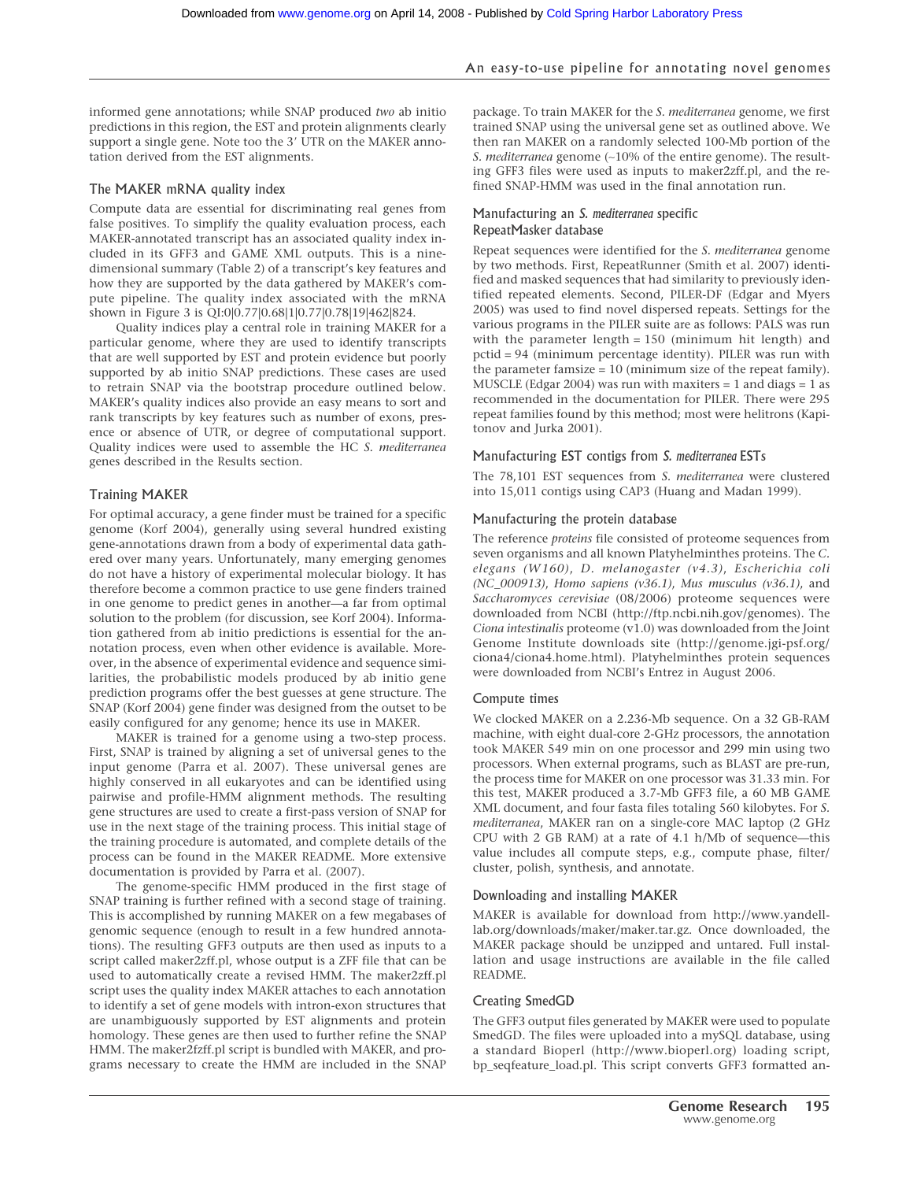informed gene annotations; while SNAP produced *two* ab initio predictions in this region, the EST and protein alignments clearly support a single gene. Note too the 3′ UTR on the MAKER annotation derived from the EST alignments.

## The MAKER mRNA quality index

Compute data are essential for discriminating real genes from false positives. To simplify the quality evaluation process, each MAKER-annotated transcript has an associated quality index included in its GFF3 and GAME XML outputs. This is a nine-dimensional summary (Table 2) of a transcript's key features and how they are supported by the data gathered by MAKER's compute pipeline. The quality index associated with the mRNA shown in Figure 3 is QI:0|0.77|0.68|1|0.77|0.78|19|462|824.

Quality indices play a central role in training MAKER for a particular genome, where they are used to identify transcripts that are well supported by EST and protein evidence but poorly supported by ab initio SNAP predictions. These cases are used to retrain SNAP via the bootstrap procedure outlined below. MAKER's quality indices also provide an easy means to sort and rank transcripts by key features such as number of exons, presence or absence of UTR, or degree of computational support. Quality indices were used to assemble the HC *S. mediterranea* genes described in the Results section.

## Training MAKER

For optimal accuracy, a gene finder must be trained for a specific genome (Korf 2004), generally using several hundred existing gene-annotations drawn from a body of experimental data gathered over many years. Unfortunately, many emerging genomes do not have a history of experimental molecular biology. It has therefore become a common practice to use gene finders trained in one genome to predict genes in another—a far from optimal solution to the problem (for discussion, see Korf 2004). Information gathered from ab initio predictions is essential for the annotation process, even when other evidence is available. Moreover, in the absence of experimental evidence and sequence similarities, the probabilistic models produced by ab initio gene prediction programs offer the best guesses at gene structure. The SNAP (Korf 2004) gene finder was designed from the outset to be easily configured for any genome; hence its use in MAKER.

MAKER is trained for a genome using a two-step process. First, SNAP is trained by aligning a set of universal genes to the input genome (Parra et al. 2007). These universal genes are highly conserved in all eukaryotes and can be identified using pairwise and profile-HMM alignment methods. The resulting gene structures are used to create a first-pass version of SNAP for use in the next stage of the training process. This initial stage of the training procedure is automated, and complete details of the process can be found in the MAKER README. More extensive documentation is provided by Parra et al. (2007).

The genome-specific HMM produced in the first stage of SNAP training is further refined with a second stage of training. This is accomplished by running MAKER on a few megabases of genomic sequence (enough to result in a few hundred annotations). The resulting GFF3 outputs are then used as inputs to a script called maker2zff.pl, whose output is a ZFF file that can be used to automatically create a revised HMM. The maker2zff.pl script uses the quality index MAKER attaches to each annotation to identify a set of gene models with intron-exon structures that are unambiguously supported by EST alignments and protein homology. These genes are then used to further refine the SNAP HMM. The maker2fzff.pl script is bundled with MAKER, and programs necessary to create the HMM are included in the SNAP package. To train MAKER for the *S. mediterranea* genome, we first trained SNAP using the universal gene set as outlined above. We then ran MAKER on a randomly selected 100-Mb portion of the *S. mediterranea* genome (~10% of the entire genome). The resulting GFF3 files were used as inputs to maker2zff.pl, and the refined SNAP-HMM was used in the final annotation run.

## Manufacturing an *S. mediterranea* specific RepeatMasker database

Repeat sequences were identified for the *S. mediterranea* genome by two methods. First, RepeatRunner (Smith et al. 2007) identified and masked sequences that had similarity to previously identified repeated elements. Second, PILER-DF (Edgar and Myers 2005) was used to find novel dispersed repeats. Settings for the various programs in the PILER suite are as follows: PALS was run with the parameter length = 150 (minimum hit length) and pctid = 94 (minimum percentage identity). PILER was run with the parameter famsize = 10 (minimum size of the repeat family). MUSCLE (Edgar 2004) was run with maxiters = 1 and diags = 1 as recommended in the documentation for PILER. There were 295 repeat families found by this method; most were helitrons (Kapitonov and Jurka 2001).

## Manufacturing EST contigs from *S. mediterranea* ESTs

The 78,101 EST sequences from *S. mediterranea* were clustered into 15,011 contigs using CAP3 (Huang and Madan 1999).

## Manufacturing the protein database

The reference *proteins* file consisted of proteome sequences from seven organisms and all known Platyhelminthes proteins. The *C. elegans (W160)*, *D. melanogaster (v4.3)*, *Escherichia coli (NC_000913)*, *Homo sapiens (v36.1)*, *Mus musculus (v36.1)*, and *Saccharomyces cerevisiae* (08/2006) proteome sequences were downloaded from NCBI (http://ftp.ncbi.nih.gov/genomes). The *Ciona intestinalis* proteome (v1.0) was downloaded from the Joint Genome Institute downloads site (http://genome.jgi-psf.org/ciona4/ciona4.home.html). Platyhelminthes protein sequences were downloaded from NCBI's Entrez in August 2006.

## Compute times

We clocked MAKER on a 2.236-Mb sequence. On a 32 GB-RAM machine, with eight dual-core 2-GHz processors, the annotation took MAKER 549 min on one processor and 299 min using two processors. When external programs, such as BLAST are pre-run, the process time for MAKER on one processor was 31.33 min. For this test, MAKER produced a 3.7-Mb GFF3 file, a 60 MB GAME XML document, and four fasta files totaling 560 kilobytes. For *S. mediterranea*, MAKER ran on a single-core MAC laptop (2 GHz CPU with 2 GB RAM) at a rate of 4.1 h/Mb of sequence—this value includes all compute steps, e.g., compute phase, filter/cluster, polish, synthesis, and annotate.

## Downloading and installing MAKER

MAKER is available for download from http://www.yandell-lab.org/downloads/maker/maker.tar.gz. Once downloaded, the MAKER package should be unzipped and untared. Full installation and usage instructions are available in the file called README.

## Creating SmedGD

The GFF3 output files generated by MAKER were used to populate SmedGD. The files were uploaded into a mySQL database, using a standard Bioperl (http://www.bioperl.org) loading script, bp_seqfeature_load.pl. This script converts GFF3 formatted an-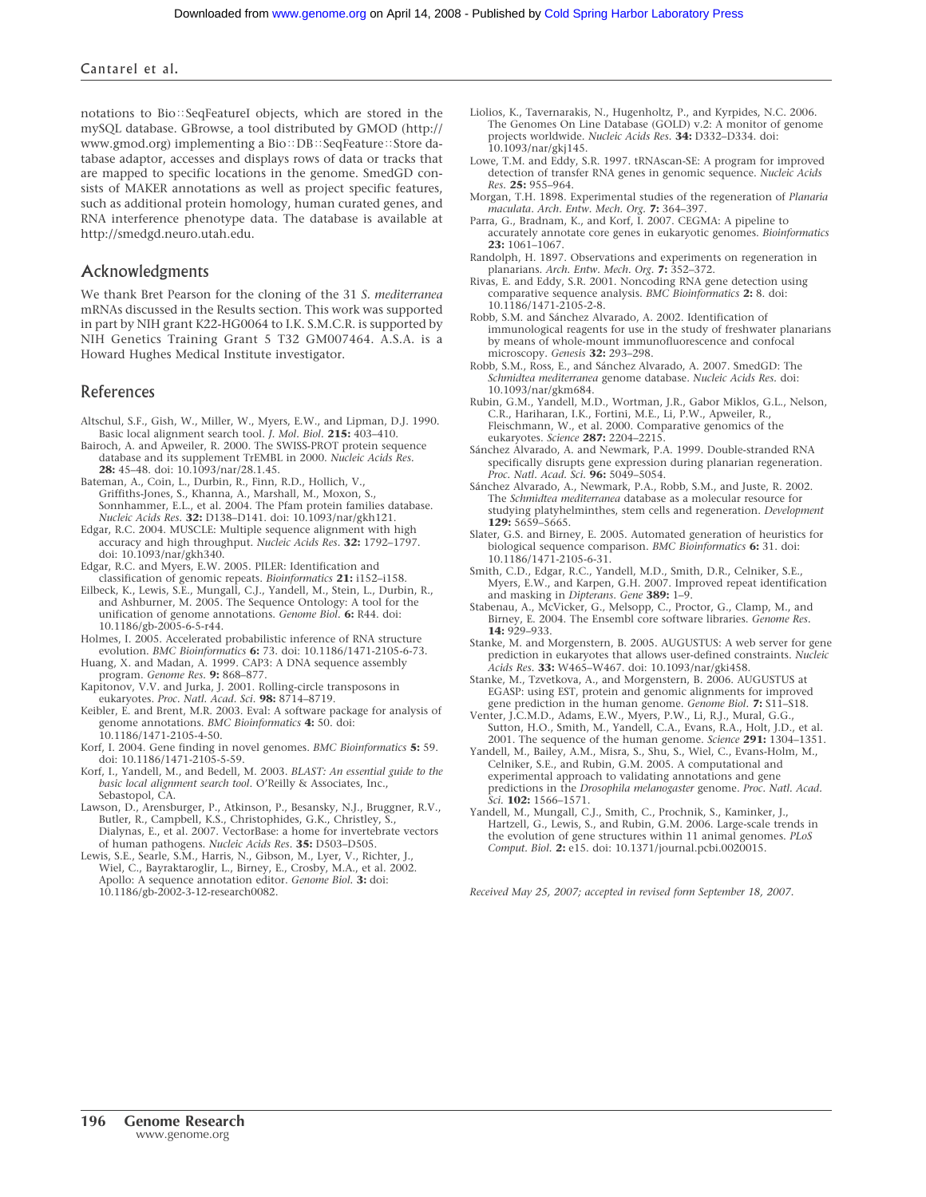notations to Bio::SeqFeatureI objects, which are stored in the mySQL database. GBrowse, a tool distributed by GMOD (http://www.gmod.org) implementing a Bio::DB::SeqFeature::Store database adaptor, accesses and displays rows of data or tracks that are mapped to specific locations in the genome. SmedGD consists of MAKER annotations as well as project specific features, such as additional protein homology, human curated genes, and RNA interference phenotype data. The database is available at http://smedgd.neuro.utah.edu.

## Acknowledgments

We thank Bret Pearson for the cloning of the 31 *S. mediterranea* mRNAs discussed in the Results section. This work was supported in part by NIH grant K22-HG0064 to I.K. S.M.C.R. is supported by NIH Genetics Training Grant 5 T32 GM007464. A.S.A. is a Howard Hughes Medical Institute investigator.

## References

Altschul, S.F., Gish, W., Miller, W., Myers, E.W., and Lipman, D.J. 1990. Basic local alignment search tool. *J. Mol. Biol.* **215:** 403–410.

Bairoch, A. and Apweiler, R. 2000. The SWISS-PROT protein sequence database and its supplement TrEMBL in 2000. *Nucleic Acids Res.* **28:** 45–48. doi: 10.1093/nar/28.1.45.

Bateman, A., Coin, L., Durbin, R., Finn, R.D., Hollich, V., Griffiths-Jones, S., Khanna, A., Marshall, M., Moxon, S., Sonnhammer, E.L., et al. 2004. The Pfam protein families database. *Nucleic Acids Res.* **32:** D138–D141. doi: 10.1093/nar/gkh121.

Edgar, R.C. 2004. MUSCLE: Multiple sequence alignment with high accuracy and high throughput. *Nucleic Acids Res.* **32:** 1792–1797. doi: 10.1093/nar/gkh340.

Edgar, R.C. and Myers, E.W. 2005. PILER: Identification and classification of genomic repeats. *Bioinformatics* **21:** i152–i158.

Eilbeck, K., Lewis, S.E., Mungall, C.J., Yandell, M., Stein, L., Durbin, R., and Ashburner, M. 2005. The Sequence Ontology: A tool for the unification of genome annotations. *Genome Biol.* **6:** R44. doi: 10.1186/gb-2005-6-5-r44.

Holmes, I. 2005. Accelerated probabilistic inference of RNA structure evolution. *BMC Bioinformatics* **6:** 73. doi: 10.1186/1471-2105-6-73.

Huang, X. and Madan, A. 1999. CAP3: A DNA sequence assembly program. *Genome Res.* **9:** 868–877.

Kapitonov, V.V. and Jurka, J. 2001. Rolling-circle transposons in eukaryotes. *Proc. Natl. Acad. Sci.* **98:** 8714–8719.

Keibler, E. and Brent, M.R. 2003. Eval: A software package for analysis of genome annotations. *BMC Bioinformatics* **4:** 50. doi: 10.1186/1471-2105-4-50.

Korf, I. 2004. Gene finding in novel genomes. *BMC Bioinformatics* **5:** 59. doi: 10.1186/1471-2105-5-59.

Korf, I., Yandell, M., and Bedell, M. 2003. *BLAST: An essential guide to the basic local alignment search tool*. O'Reilly & Associates, Inc., Sebastopol, CA.

Lawson, D., Arensburger, P., Atkinson, P., Besansky, N.J., Bruggner, R.V., Butler, R., Campbell, K.S., Christophides, G.K., Christley, S., Dialynas, E., et al. 2007. VectorBase: a home for invertebrate vectors of human pathogens. *Nucleic Acids Res.* **35:** D503–D505.

Lewis, S.E., Searle, S.M., Harris, N., Gibson, M., Lyer, V., Richter, J., Wiel, C., Bayraktaroglir, L., Birney, E., Crosby, M.A., et al. 2002. Apollo: A sequence annotation editor. *Genome Biol.* **3:** doi: 10.1186/gb-2002-3-12-research0082.

Liolios, K., Tavernarakis, N., Hugenholtz, P., and Kyrpides, N.C. 2006. The Genomes On Line Database (GOLD) v.2: A monitor of genome projects worldwide. *Nucleic Acids Res.* **34:** D332–D334. doi: 10.1093/nar/gkj145.

Lowe, T.M. and Eddy, S.R. 1997. tRNAscan-SE: A program for improved detection of transfer RNA genes in genomic sequence. *Nucleic Acids Res.* **25:** 955–964.

Morgan, T.H. 1898. Experimental studies of the regeneration of *Planaria maculata*. *Arch. Entw. Mech. Org.* **7:** 364–397.

Parra, G., Bradnam, K., and Korf, I. 2007. CEGMA: A pipeline to accurately annotate core genes in eukaryotic genomes. *Bioinformatics* **23:** 1061–1067.

Randolph, H. 1897. Observations and experiments on regeneration in planarians. *Arch. Entw. Mech. Org.* **7:** 352–372.

Rivas, E. and Eddy, S.R. 2001. Noncoding RNA gene detection using comparative sequence analysis. *BMC Bioinformatics* **2:** 8. doi: 10.1186/1471-2105-2-8.

Robb, S.M. and Sánchez Alvarado, A. 2002. Identification of immunological reagents for use in the study of freshwater planarians by means of whole-mount immunofluorescence and confocal microscopy. *Genesis* **32:** 293–298.

Robb, S.M., Ross, E., and Sánchez Alvarado, A. 2007. SmedGD: The *Schmidtea mediterranea* genome database. *Nucleic Acids Res.* doi: 10.1093/nar/gkm684.

Rubin, G.M., Yandell, M.D., Wortman, J.R., Gabor Miklos, G.L., Nelson, C.R., Hariharan, I.K., Fortini, M.E., Li, P.W., Apweiler, R., Fleischmann, W., et al. 2000. Comparative genomics of the eukaryotes. *Science* **287:** 2204–2215.

Sánchez Alvarado, A. and Newmark, P.A. 1999. Double-stranded RNA specifically disrupts gene expression during planarian regeneration. *Proc. Natl. Acad. Sci.* **96:** 5049–5054.

Sánchez Alvarado, A., Newmark, P.A., Robb, S.M., and Juste, R. 2002. The *Schmidtea mediterranea* database as a molecular resource for studying platyhelminthes, stem cells and regeneration. *Development* **129:** 5659–5665.

Slater, G.S. and Birney, E. 2005. Automated generation of heuristics for biological sequence comparison. *BMC Bioinformatics* **6:** 31. doi: 10.1186/1471-2105-6-31.

Smith, C.D., Edgar, R.C., Yandell, M.D., Smith, D.R., Celniker, S.E., Myers, E.W., and Karpen, G.H. 2007. Improved repeat identification and masking in *Dipterans*. *Gene* **389:** 1–9.

Stabenau, A., McVicker, G., Melsopp, C., Proctor, G., Clamp, M., and Birney, E. 2004. The Ensembl core software libraries. *Genome Res.* **14:** 929–933.

Stanke, M. and Morgenstern, B. 2005. AUGUSTUS: A web server for gene prediction in eukaryotes that allows user-defined constraints. *Nucleic Acids Res.* **33:** W465–W467. doi: 10.1093/nar/gki458.

Stanke, M., Tzvetkova, A., and Morgenstern, B. 2006. AUGUSTUS at EGASP: using EST, protein and genomic alignments for improved gene prediction in the human genome. *Genome Biol.* **7:** S11–S18.

Venter, J.C.M.D., Adams, E.W., Myers, P.W., Li, R.J., Mural, G.G., Sutton, H.O., Smith, M., Yandell, C.A., Evans, R.A., Holt, J.D., et al. 2001. The sequence of the human genome. *Science* **291:** 1304–1351.

Yandell, M., Bailey, A.M., Misra, S., Shu, S., Wiel, C., Evans-Holm, M., Celniker, S.E., and Rubin, G.M. 2005. A computational and experimental approach to validating annotations and gene predictions in the *Drosophila melanogaster* genome. *Proc. Natl. Acad. Sci.* **102:** 1566–1571.

Yandell, M., Mungall, C.J., Smith, C., Prochnik, S., Kaminker, J., Hartzell, G., Lewis, S., and Rubin, G.M. 2006. Large-scale trends in the evolution of gene structures within 11 animal genomes. *PLoS Comput. Biol.* **2:** e15. doi: 10.1371/journal.pcbi.0020015.

*Received May 25, 2007; accepted in revised form September 18, 2007.*